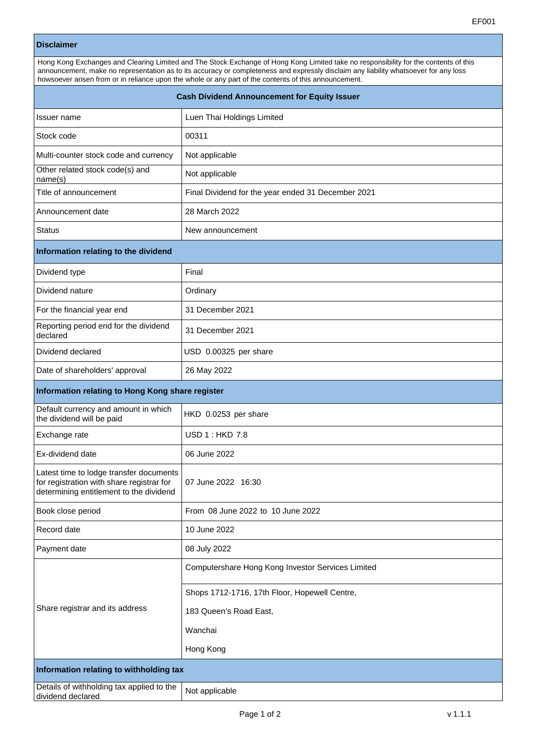## Disclaimer

Hong Kong Exchanges and Clearing Limited and The Stock Exchange of Hong Kong Limited take no responsibility for the contents of this announcement, make no representation as to its accuracy or completeness and expressly disclaim any liability whatsoever for any loss howsoever arisen from or in reliance upon the whole or any part of the contents of this announcement.

## Cash Dividend Announcement for Equity Issuer

| | |
|---|---|
| Issuer name | Luen Thai Holdings Limited |
| Stock code | 00311 |
| Multi-counter stock code and currency | Not applicable |
| Other related stock code(s) and name(s) | Not applicable |
| Title of announcement | Final Dividend for the year ended 31 December 2021 |
| Announcement date | 28 March 2022 |
| Status | New announcement |

### Information relating to the dividend

| | |
|---|---|
| Dividend type | Final |
| Dividend nature | Ordinary |
| For the financial year end | 31 December 2021 |
| Reporting period end for the dividend declared | 31 December 2021 |
| Dividend declared | USD 0.00325 per share |
| Date of shareholders' approval | 26 May 2022 |

### Information relating to Hong Kong share register

| | |
|---|---|
| Default currency and amount in which the dividend will be paid | HKD 0.0253 per share |
| Exchange rate | USD 1 : HKD 7.8 |
| Ex-dividend date | 06 June 2022 |
| Latest time to lodge transfer documents for registration with share registrar for determining entitlement to the dividend | 07 June 2022 16:30 |
| Book close period | From 08 June 2022 to 10 June 2022 |
| Record date | 10 June 2022 |
| Payment date | 08 July 2022 |
| Share registrar and its address | Computershare Hong Kong Investor Services Limited<br>Shops 1712-1716, 17th Floor, Hopewell Centre,<br>183 Queen's Road East,<br>Wanchai<br>Hong Kong |

### Information relating to withholding tax

| | |
|---|---|
| Details of withholding tax applied to the dividend declared | Not applicable |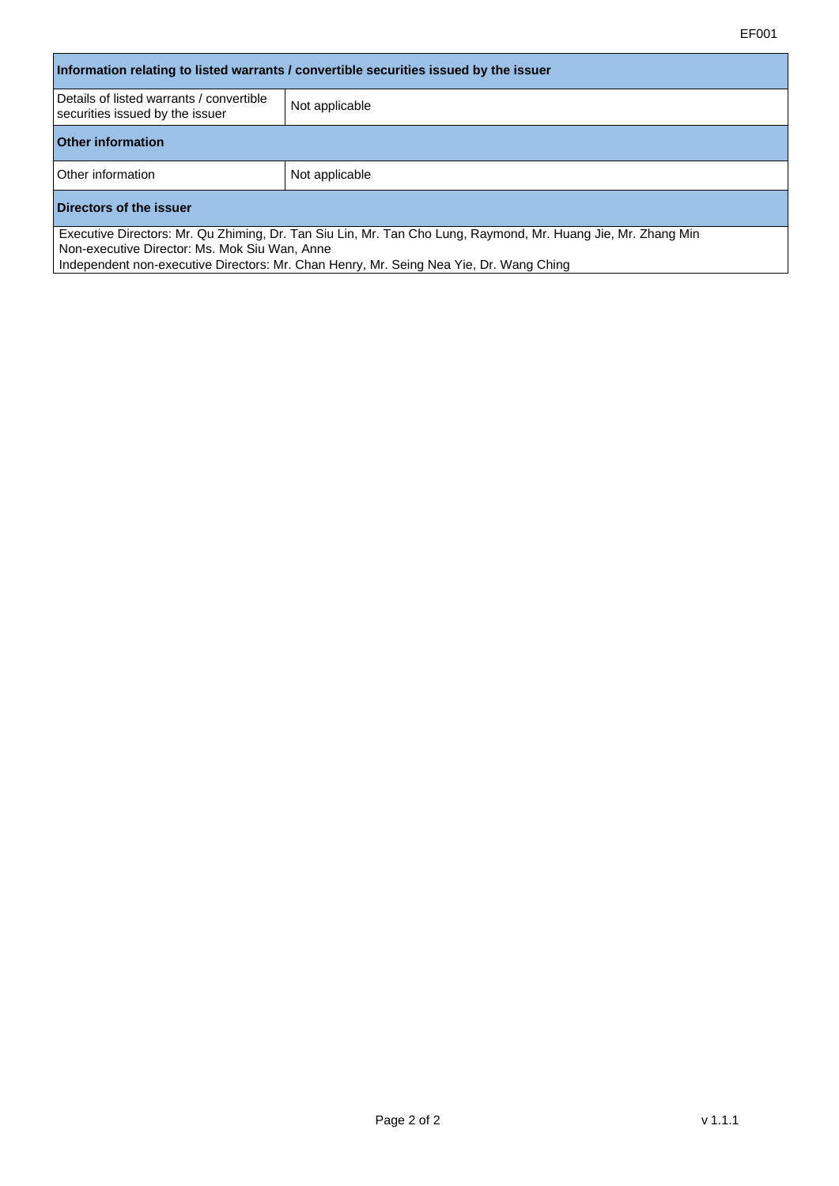| Information relating to listed warrants / convertible securities issued by the issuer | |
|---|---|
| Details of listed warrants / convertible securities issued by the issuer | Not applicable |

| Other information | |
|---|---|
| Other information | Not applicable |

**Directors of the issuer**

Executive Directors: Mr. Qu Zhiming, Dr. Tan Siu Lin, Mr. Tan Cho Lung, Raymond, Mr. Huang Jie, Mr. Zhang Min
Non-executive Director: Ms. Mok Siu Wan, Anne
Independent non-executive Directors: Mr. Chan Henry, Mr. Seing Nea Yie, Dr. Wang Ching